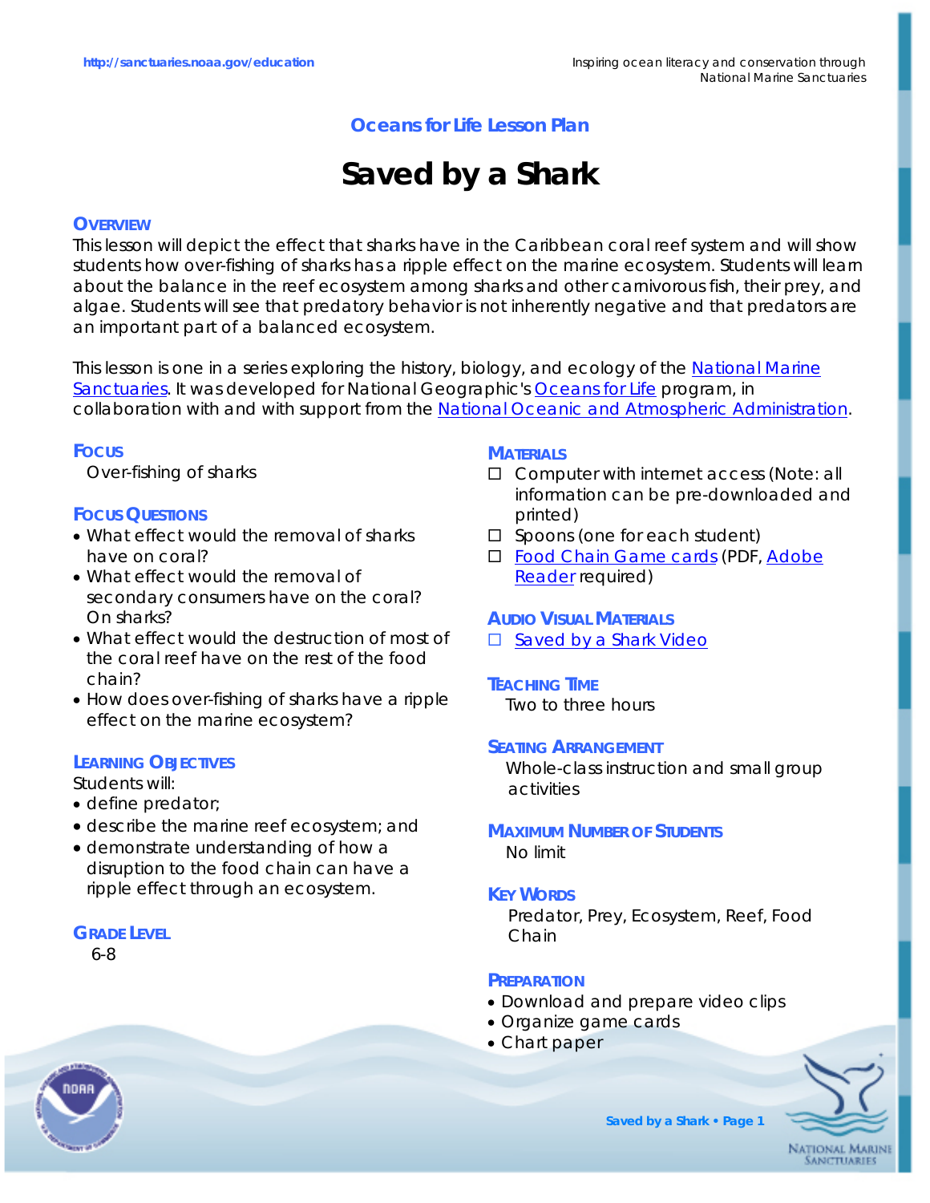## Oceans for Life Lesson Plan

# Saved by a Shark

### OVERVIEW

This lesson will depict the effect that sharks have in the Caribbean coral reef system and will show students how over-fishing of sharks has a ripple effect on the marine ecosystem. Students will learn about the balance in the reef ecosystem among sharks and other carnivorous fish, their prey, and algae. Students will see that predatory behavior is not inherently negative and that predators are an important part of a balanced ecosystem.

This lesson is one in a series exploring the history, biology, and ecology of the National Marine Sanctuaries. It was developed for National Geographic's Oceans for Life program, in collaboration with and with support from the National Oceanic and Atmospheric Administration.

### FOCUS

Over-fishing of sharks

### FOCUS QUESTIONS

- What effect would the removal of sharks have on coral?
- What effect would the removal of secondary consumers have on the coral? On sharks?
- What effect would the destruction of most of the coral reef have on the rest of the food chain?
- How does over-fishing of sharks have a ripple effect on the marine ecosystem?

### LEARNING OBJECTIVES

Students will:

- define predator;
- describe the marine reef ecosystem; and
- demonstrate understanding of how a disruption to the food chain can have a ripple effect through an ecosystem.

### GRADE LEVEL

6-8

### MATERIALS

- ☐ Computer with internet access (Note: all information can be pre-downloaded and printed)
- ☐ Spoons (one for each student)
- ☐ Food Chain Game cards (PDF, Adobe Reader required)

### AUDIO VISUAL MATERIALS

- ☐ Saved by a Shark Video

### TEACHING TIME

Two to three hours

### SEATING ARRANGEMENT

Whole-class instruction and small group activities

### MAXIMUM NUMBER OF STUDENTS

No limit

### KEY WORDS

Predator, Prey, Ecosystem, Reef, Food Chain

### PREPARATION

- Download and prepare video clips
- Organize game cards
- Chart paper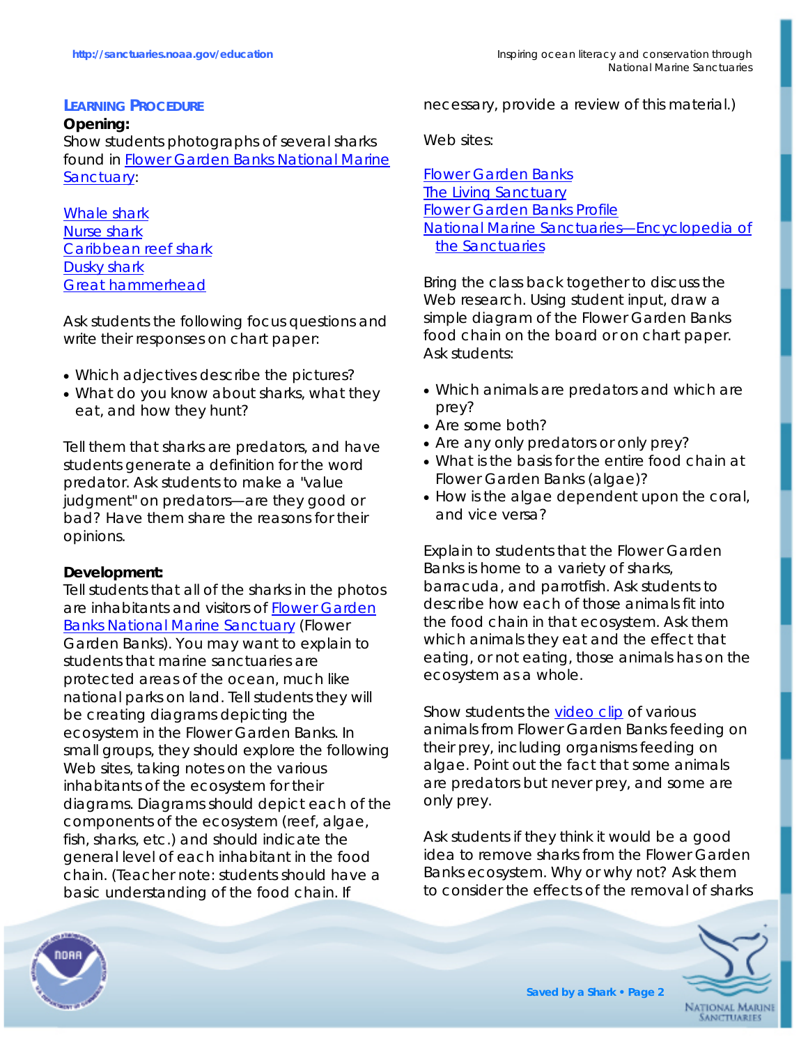## Learning Procedure

**Opening:**

Show students photographs of several sharks found in Flower Garden Banks National Marine Sanctuary:

Whale shark
Nurse shark
Caribbean reef shark
Dusky shark
Great hammerhead

Ask students the following focus questions and write their responses on chart paper:

- Which adjectives describe the pictures?
- What do you know about sharks, what they eat, and how they hunt?

Tell them that sharks are predators, and have students generate a definition for the word predator. Ask students to make a "value judgment" on predators—are they good or bad? Have them share the reasons for their opinions.

**Development:**

Tell students that all of the sharks in the photos are inhabitants and visitors of Flower Garden Banks National Marine Sanctuary (Flower Garden Banks). You may want to explain to students that marine sanctuaries are protected areas of the ocean, much like national parks on land. Tell students they will be creating diagrams depicting the ecosystem in the Flower Garden Banks. In small groups, they should explore the following Web sites, taking notes on the various inhabitants of the ecosystem for their diagrams. Diagrams should depict each of the components of the ecosystem (reef, algae, fish, sharks, etc.) and should indicate the general level of each inhabitant in the food chain. (Teacher note: students should have a basic understanding of the food chain. If necessary, provide a review of this material.)

Web sites:

Flower Garden Banks
The Living Sanctuary
Flower Garden Banks Profile
National Marine Sanctuaries—Encyclopedia of the Sanctuaries

Bring the class back together to discuss the Web research. Using student input, draw a simple diagram of the Flower Garden Banks food chain on the board or on chart paper. Ask students:

- Which animals are predators and which are prey?
- Are some both?
- Are any only predators or only prey?
- What is the basis for the entire food chain at Flower Garden Banks (algae)?
- How is the algae dependent upon the coral, and vice versa?

Explain to students that the Flower Garden Banks is home to a variety of sharks, barracuda, and parrotfish. Ask students to describe how each of those animals fit into the food chain in that ecosystem. Ask them which animals they eat and the effect that eating, or not eating, those animals has on the ecosystem as a whole.

Show students the video clip of various animals from Flower Garden Banks feeding on their prey, including organisms feeding on algae. Point out the fact that some animals are predators but never prey, and some are only prey.

Ask students if they think it would be a good idea to remove sharks from the Flower Garden Banks ecosystem. Why or why not? Ask them to consider the effects of the removal of sharks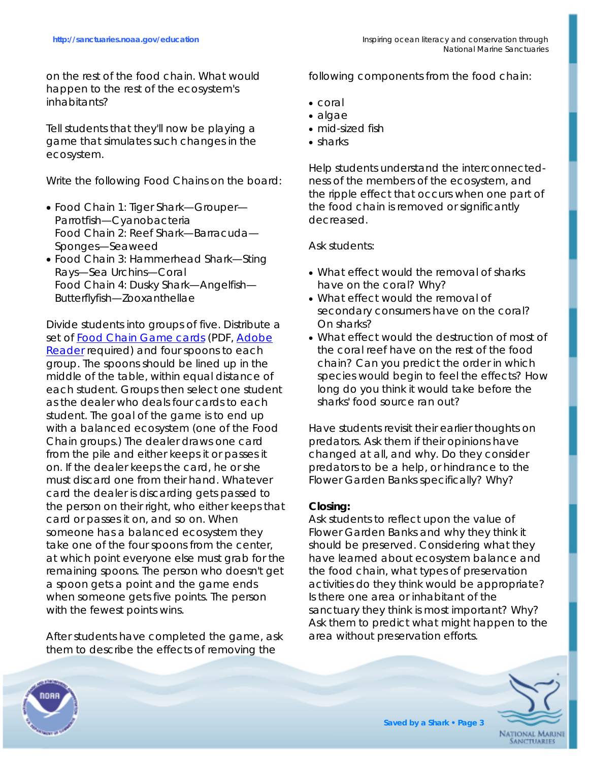on the rest of the food chain. What would happen to the rest of the ecosystem's inhabitants?

Tell students that they'll now be playing a game that simulates such changes in the ecosystem.

Write the following Food Chains on the board:

- Food Chain 1: Tiger Shark—Grouper—Parrotfish—Cyanobacteria
  Food Chain 2: Reef Shark—Barracuda—Sponges—Seaweed
- Food Chain 3: Hammerhead Shark—Sting Rays—Sea Urchins—Coral
  Food Chain 4: Dusky Shark—Angelfish—Butterflyfish—Zooxanthellae

Divide students into groups of five. Distribute a set of [Food Chain Game cards] (PDF, [Adobe Reader] required) and four spoons to each group. The spoons should be lined up in the middle of the table, within equal distance of each student. Groups then select one student as the dealer who deals four cards to each student. The goal of the game is to end up with a balanced ecosystem (one of the Food Chain groups.) The dealer draws one card from the pile and either keeps it or passes it on. If the dealer keeps the card, he or she must discard one from their hand. Whatever card the dealer is discarding gets passed to the person on their right, who either keeps that card or passes it on, and so on. When someone has a balanced ecosystem they take one of the four spoons from the center, at which point everyone else must grab for the remaining spoons. The person who doesn't get a spoon gets a point and the game ends when someone gets five points. The person with the fewest points wins.

After students have completed the game, ask them to describe the effects of removing the following components from the food chain:

- coral
- algae
- mid-sized fish
- sharks

Help students understand the interconnectedness of the members of the ecosystem, and the ripple effect that occurs when one part of the food chain is removed or significantly decreased.

Ask students:

- What effect would the removal of sharks have on the coral? Why?
- What effect would the removal of secondary consumers have on the coral? On sharks?
- What effect would the destruction of most of the coral reef have on the rest of the food chain? Can you predict the order in which species would begin to feel the effects? How long do you think it would take before the sharks' food source ran out?

Have students revisit their earlier thoughts on predators. Ask them if their opinions have changed at all, and why. Do they consider predators to be a help, or hindrance to the Flower Garden Banks specifically? Why?

**Closing:**
Ask students to reflect upon the value of Flower Garden Banks and why they think it should be preserved. Considering what they have learned about ecosystem balance and the food chain, what types of preservation activities do they think would be appropriate? Is there one area or inhabitant of the sanctuary they think is most important? Why? Ask them to predict what might happen to the area without preservation efforts.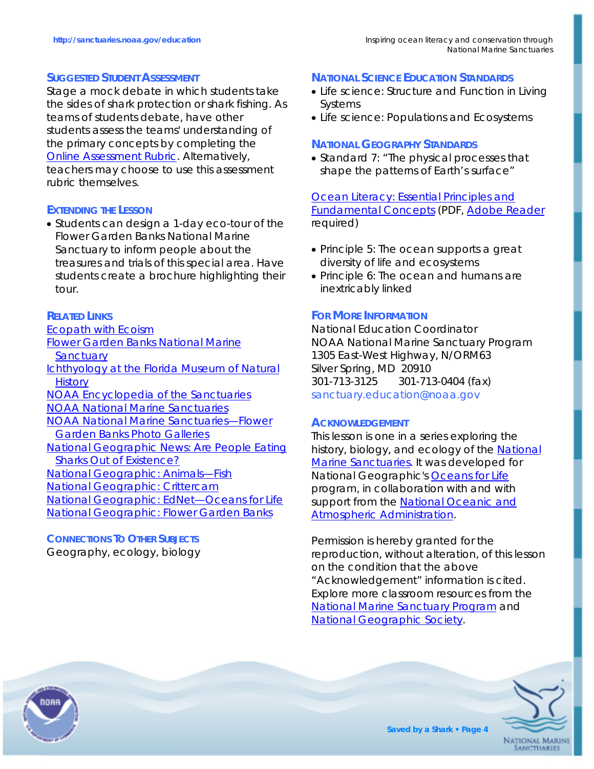## Suggested Student Assessment

Stage a mock debate in which students take the sides of shark protection or shark fishing. As teams of students debate, have other students assess the teams' understanding of the primary concepts by completing the Online Assessment Rubric. Alternatively, teachers may choose to use this assessment rubric themselves.

## Extending the Lesson

- Students can design a 1-day eco-tour of the Flower Garden Banks National Marine Sanctuary to inform people about the treasures and trials of this special area. Have students create a brochure highlighting their tour.

## Related Links

Ecopath with Ecoism
Flower Garden Banks National Marine Sanctuary
Ichthyology at the Florida Museum of Natural History
NOAA Encyclopedia of the Sanctuaries
NOAA National Marine Sanctuaries
NOAA National Marine Sanctuaries—Flower Garden Banks Photo Galleries
National Geographic News: Are People Eating Sharks Out of Existence?
National Geographic: Animals—Fish
National Geographic: Crittercam
National Geographic: EdNet—Oceans for Life
National Geographic: Flower Garden Banks

## Connections To Other Subjects

Geography, ecology, biology

## National Science Education Standards

- Life science: Structure and Function in Living Systems
- Life science: Populations and Ecosystems

## National Geography Standards

- Standard 7: "The physical processes that shape the patterns of Earth's surface"

Ocean Literacy: Essential Principles and Fundamental Concepts (PDF, Adobe Reader required)

- Principle 5: The ocean supports a great diversity of life and ecosystems
- Principle 6: The ocean and humans are inextricably linked

## For More Information

National Education Coordinator
NOAA National Marine Sanctuary Program
1305 East-West Highway, N/ORM63
Silver Spring, MD 20910
301-713-3125 301-713-0404 (fax)
sanctuary.education@noaa.gov

## Acknowledgement

This lesson is one in a series exploring the history, biology, and ecology of the National Marine Sanctuaries. It was developed for National Geographic's Oceans for Life program, in collaboration with and with support from the National Oceanic and Atmospheric Administration.

Permission is hereby granted for the reproduction, without alteration, of this lesson on the condition that the above "Acknowledgement" information is cited. Explore more classroom resources from the National Marine Sanctuary Program and National Geographic Society.